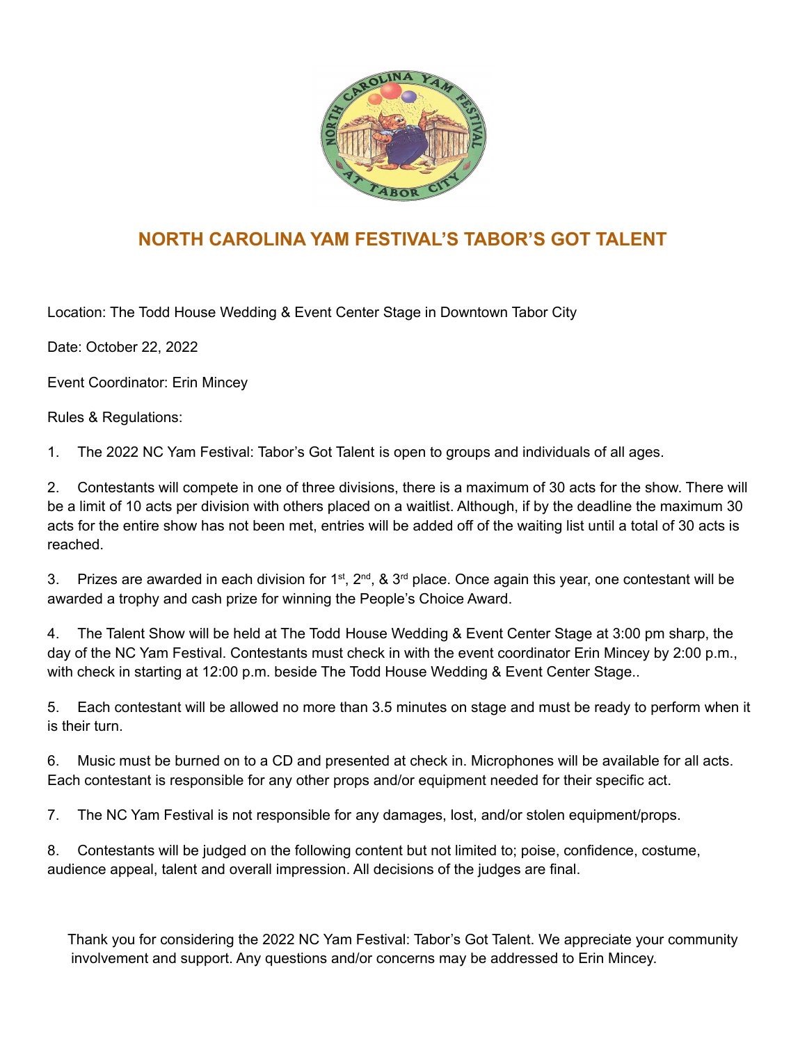# NORTH CAROLINA YAM FESTIVAL'S TABOR'S GOT TALENT

Location: The Todd House Wedding & Event Center Stage in Downtown Tabor City

Date: October 22, 2022

Event Coordinator: Erin Mincey

Rules & Regulations:

1. The 2022 NC Yam Festival: Tabor's Got Talent is open to groups and individuals of all ages.

2. Contestants will compete in one of three divisions, there is a maximum of 30 acts for the show. There will be a limit of 10 acts per division with others placed on a waitlist. Although, if by the deadline the maximum 30 acts for the entire show has not been met, entries will be added off of the waiting list until a total of 30 acts is reached.

3. Prizes are awarded in each division for 1st, 2nd, & 3rd place. Once again this year, one contestant will be awarded a trophy and cash prize for winning the People's Choice Award.

4. The Talent Show will be held at The Todd House Wedding & Event Center Stage at 3:00 pm sharp, the day of the NC Yam Festival. Contestants must check in with the event coordinator Erin Mincey by 2:00 p.m., with check in starting at 12:00 p.m. beside The Todd House Wedding & Event Center Stage..

5. Each contestant will be allowed no more than 3.5 minutes on stage and must be ready to perform when it is their turn.

6. Music must be burned on to a CD and presented at check in. Microphones will be available for all acts. Each contestant is responsible for any other props and/or equipment needed for their specific act.

7. The NC Yam Festival is not responsible for any damages, lost, and/or stolen equipment/props.

8. Contestants will be judged on the following content but not limited to; poise, confidence, costume, audience appeal, talent and overall impression. All decisions of the judges are final.

Thank you for considering the 2022 NC Yam Festival: Tabor's Got Talent. We appreciate your community involvement and support. Any questions and/or concerns may be addressed to Erin Mincey.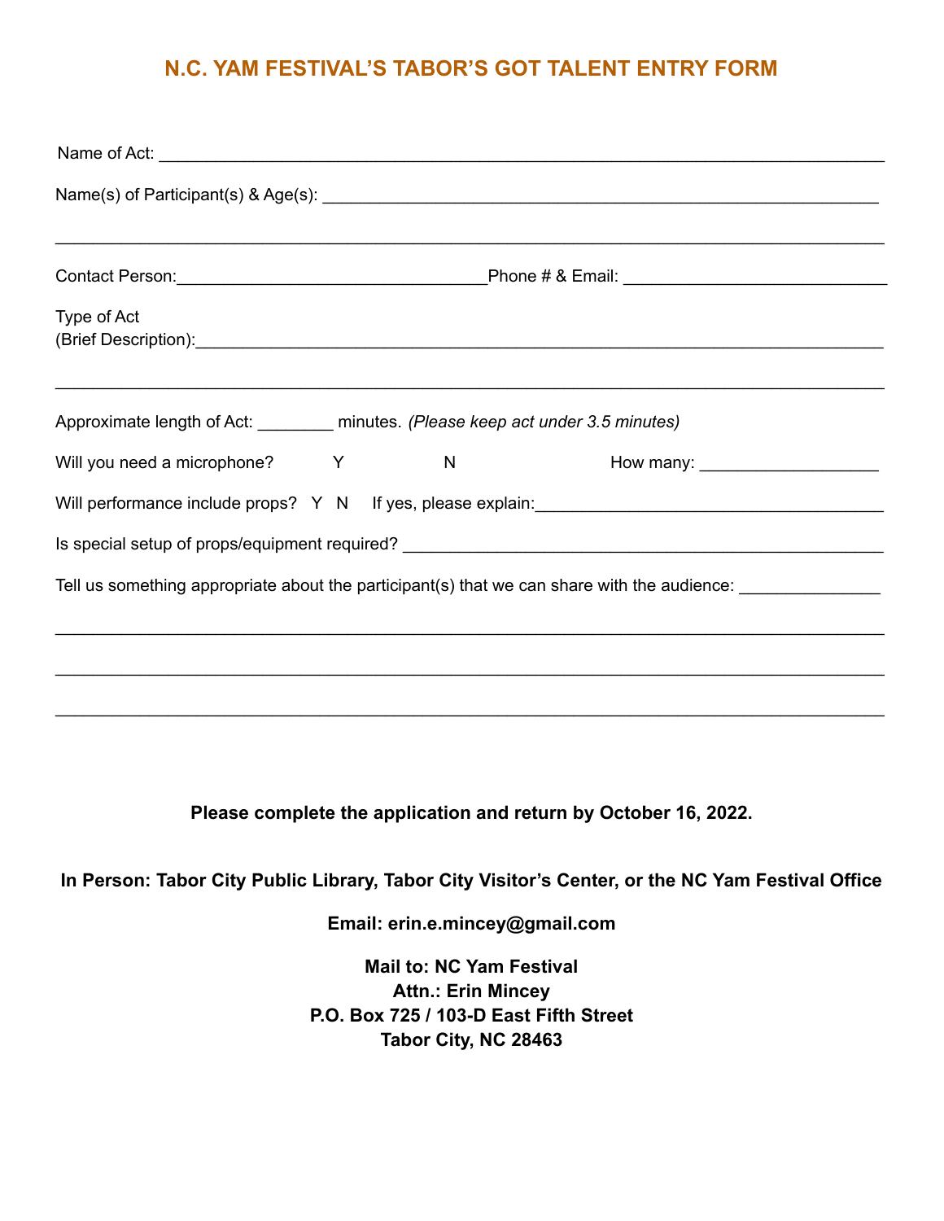# N.C. YAM FESTIVAL'S TABOR'S GOT TALENT ENTRY FORM

Name of Act: ___________________________________________________________________________

Name(s) of Participant(s) & Age(s): ______________________________________________________

_____________________________________________________________________________________

Contact Person:_________________________________Phone # & Email: ___________________________

Type of Act
(Brief Description):_______________________________________________________________

_____________________________________________________________________________________

Approximate length of Act: ________ minutes. *(Please keep act under 3.5 minutes)*

Will you need a microphone? Y N How many: __________________

Will performance include props? Y N If yes, please explain:_________________________________

Is special setup of props/equipment required? _____________________________________________

Tell us something appropriate about the participant(s) that we can share with the audience: ______________

_____________________________________________________________________________________

_____________________________________________________________________________________

_____________________________________________________________________________________

**Please complete the application and return by October 16, 2022.**

**In Person: Tabor City Public Library, Tabor City Visitor's Center, or the NC Yam Festival Office**

**Email: erin.e.mincey@gmail.com**

**Mail to: NC Yam Festival**
**Attn.: Erin Mincey**
**P.O. Box 725 / 103-D East Fifth Street**
**Tabor City, NC 28463**